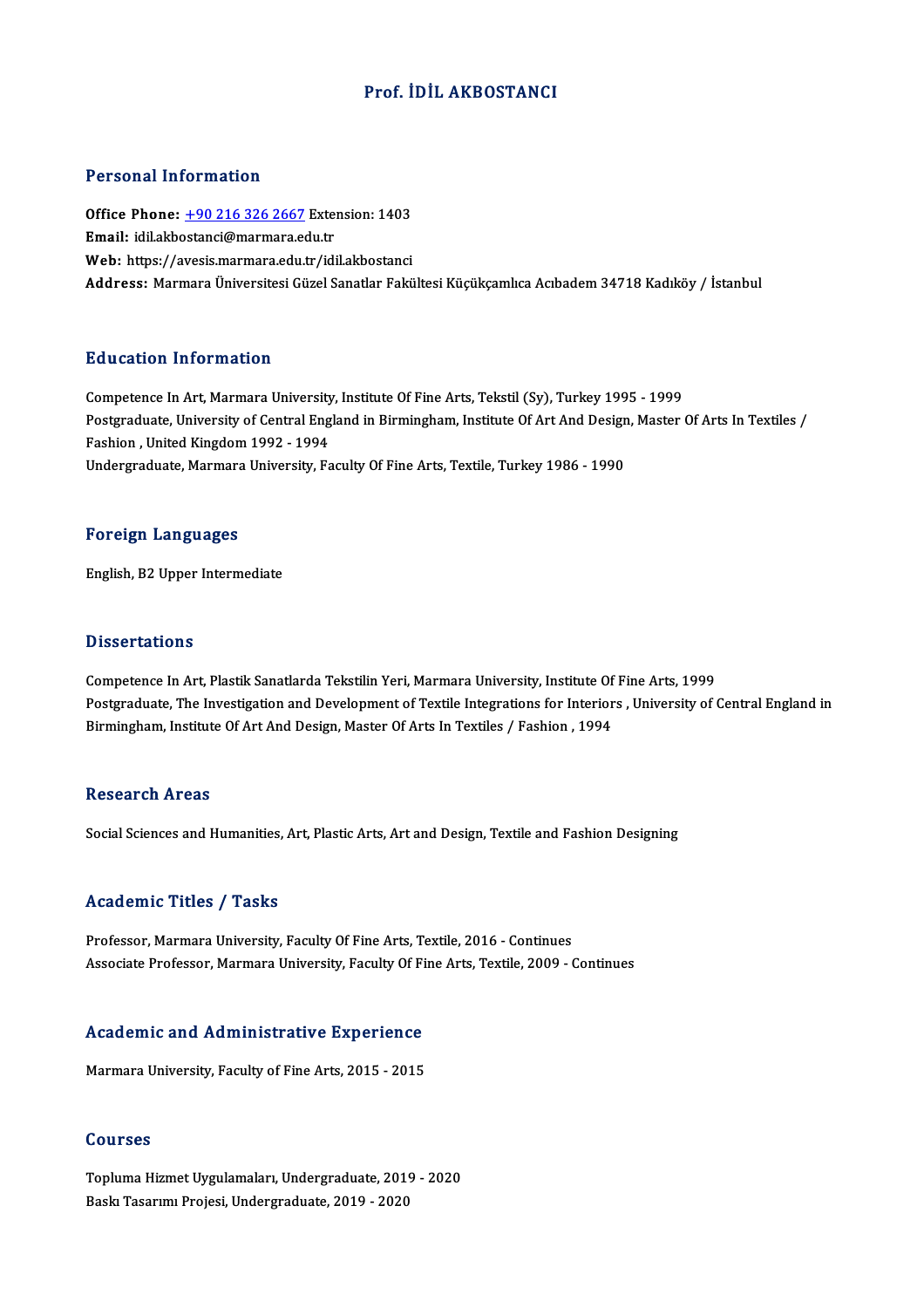# Prof. İDİL AKBOSTANCI

## Personal Information

**Office Phone:** +90 216 326 2667 Extension: 1403
**Email:** idil.akbostanci@marmara.edu.tr
**Web:** https://avesis.marmara.edu.tr/idil.akbostanci
**Address:** Marmara Üniversitesi Güzel Sanatlar Fakültesi Küçükçamlıca Acıbadem 34718 Kadıköy / İstanbul

## Education Information

Competence In Art, Marmara University, Institute Of Fine Arts, Tekstil (Sy), Turkey 1995 - 1999
Postgraduate, University of Central England in Birmingham, Institute Of Art And Design, Master Of Arts In Textiles / Fashion , United Kingdom 1992 - 1994
Undergraduate, Marmara University, Faculty Of Fine Arts, Textile, Turkey 1986 - 1990

## Foreign Languages

English, B2 Upper Intermediate

## Dissertations

Competence In Art, Plastik Sanatlarda Tekstilin Yeri, Marmara University, Institute Of Fine Arts, 1999
Postgraduate, The Investigation and Development of Textile Integrations for Interiors , University of Central England in Birmingham, Institute Of Art And Design, Master Of Arts In Textiles / Fashion , 1994

## Research Areas

Social Sciences and Humanities, Art, Plastic Arts, Art and Design, Textile and Fashion Designing

## Academic Titles / Tasks

Professor, Marmara University, Faculty Of Fine Arts, Textile, 2016 - Continues
Associate Professor, Marmara University, Faculty Of Fine Arts, Textile, 2009 - Continues

## Academic and Administrative Experience

Marmara University, Faculty of Fine Arts, 2015 - 2015

## Courses

Topluma Hizmet Uygulamaları, Undergraduate, 2019 - 2020
Baskı Tasarımı Projesi, Undergraduate, 2019 - 2020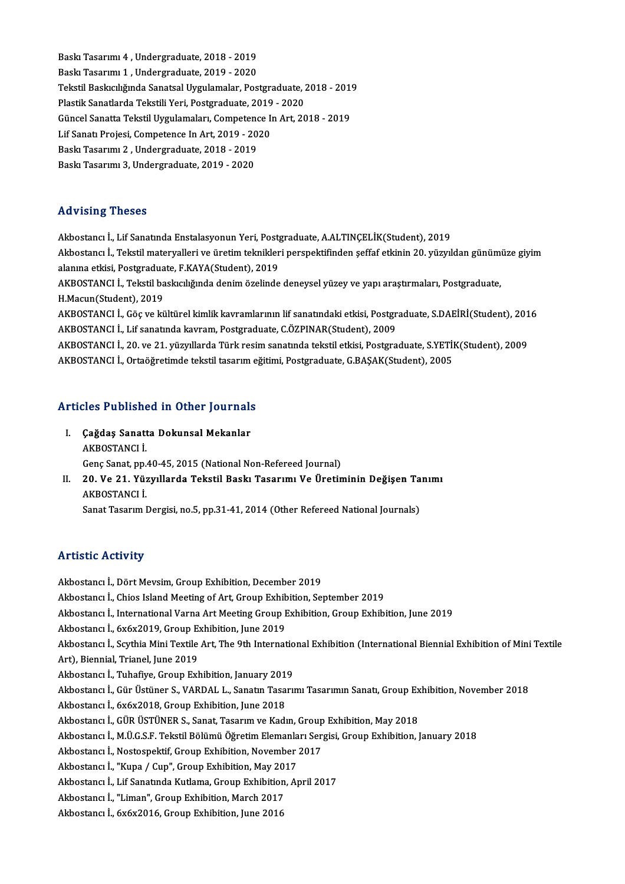Baskı Tasarımı 4 , Undergraduate, 2018 - 2019
Baskı Tasarımı 1 , Undergraduate, 2019 - 2020
Tekstil Baskıcılığında Sanatsal Uygulamalar, Postgraduate, 2018 - 2019
Plastik Sanatlarda Tekstili Yeri, Postgraduate, 2019 - 2020
Güncel Sanatta Tekstil Uygulamaları, Competence In Art, 2018 - 2019
Lif Sanatı Projesi, Competence In Art, 2019 - 2020
Baskı Tasarımı 2 , Undergraduate, 2018 - 2019
Baskı Tasarımı 3, Undergraduate, 2019 - 2020

## Advising Theses

Akbostancı İ., Lif Sanatında Enstalasyonun Yeri, Postgraduate, A.ALTINÇELİK(Student), 2019
Akbostancı İ., Tekstil materyalleri ve üretim teknikleri perspektifinden şeffaf etkinin 20. yüzyıldan günümüze giyim alanına etkisi, Postgraduate, F.KAYA(Student), 2019
AKBOSTANCI İ., Tekstil baskıcılığında denim özelinde deneysel yüzey ve yapı araştırmaları, Postgraduate, H.Macun(Student), 2019
AKBOSTANCI İ., Göç ve kültürel kimlik kavramlarının lif sanatındaki etkisi, Postgraduate, S.DAEİRİ(Student), 2016
AKBOSTANCI İ., Lif sanatında kavram, Postgraduate, C.ÖZPINAR(Student), 2009
AKBOSTANCI İ., 20. ve 21. yüzyıllarda Türk resim sanatında tekstil etkisi, Postgraduate, S.YETİK(Student), 2009
AKBOSTANCI İ., Ortaöğretimde tekstil tasarım eğitimi, Postgraduate, G.BAŞAK(Student), 2005

## Articles Published in Other Journals

I. **Çağdaş Sanatta Dokunsal Mekanlar**
AKBOSTANCI İ.
Genç Sanat, pp.40-45, 2015 (National Non-Refereed Journal)

II. **20. Ve 21. Yüzyıllarda Tekstil Baskı Tasarımı Ve Üretiminin Değişen Tanımı**
AKBOSTANCI İ.
Sanat Tasarım Dergisi, no.5, pp.31-41, 2014 (Other Refereed National Journals)

## Artistic Activity

Akbostancı İ., Dört Mevsim, Group Exhibition, December 2019
Akbostancı İ., Chios Island Meeting of Art, Group Exhibition, September 2019
Akbostancı İ., International Varna Art Meeting Group Exhibition, Group Exhibition, June 2019
Akbostancı İ., 6x6x2019, Group Exhibition, June 2019
Akbostancı İ., Scythia Mini Textile Art, The 9th International Exhibition (International Biennial Exhibition of Mini Textile Art), Biennial, Trianel, June 2019
Akbostancı İ., Tuhafiye, Group Exhibition, January 2019
Akbostancı İ., Gür Üstüner S., VARDAL L., Sanatın Tasarımı Tasarımın Sanatı, Group Exhibition, November 2018
Akbostancı İ., 6x6x2018, Group Exhibition, June 2018
Akbostancı İ., GÜR ÜSTÜNER S., Sanat, Tasarım ve Kadın, Group Exhibition, May 2018
Akbostancı İ., M.Ü.G.S.F. Tekstil Bölümü Öğretim Elemanları Sergisi, Group Exhibition, January 2018
Akbostancı İ., Nostospektif, Group Exhibition, November 2017
Akbostancı İ., "Kupa / Cup", Group Exhibition, May 2017
Akbostancı İ., Lif Sanatında Kutlama, Group Exhibition, April 2017
Akbostancı İ., "Liman", Group Exhibition, March 2017
Akbostancı İ., 6x6x2016, Group Exhibition, June 2016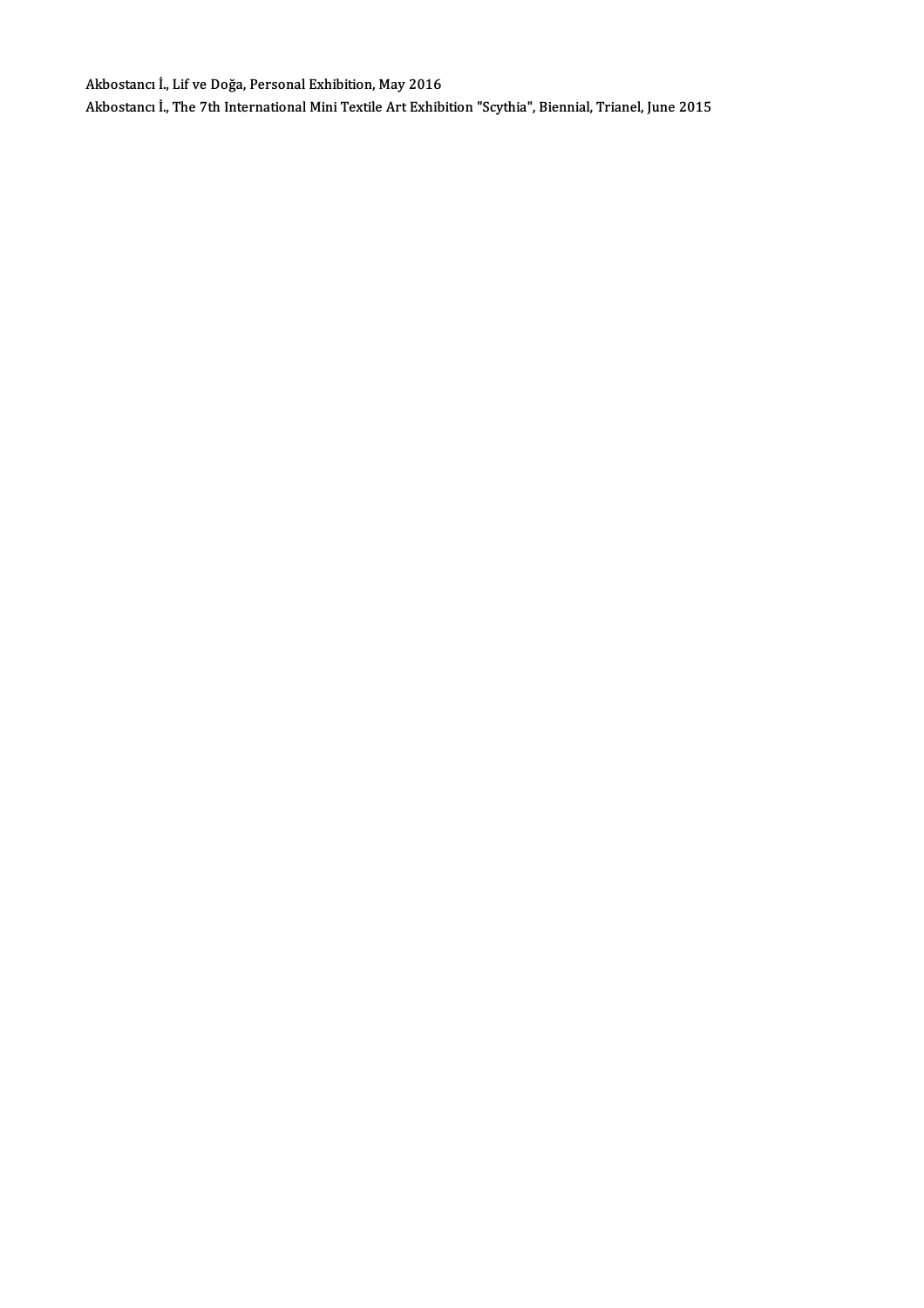Akbostancı İ., Lif ve Doğa, Personal Exhibition, May 2016

Akbostancı İ., The 7th International Mini Textile Art Exhibition "Scythia", Biennial, Trianel, June 2015